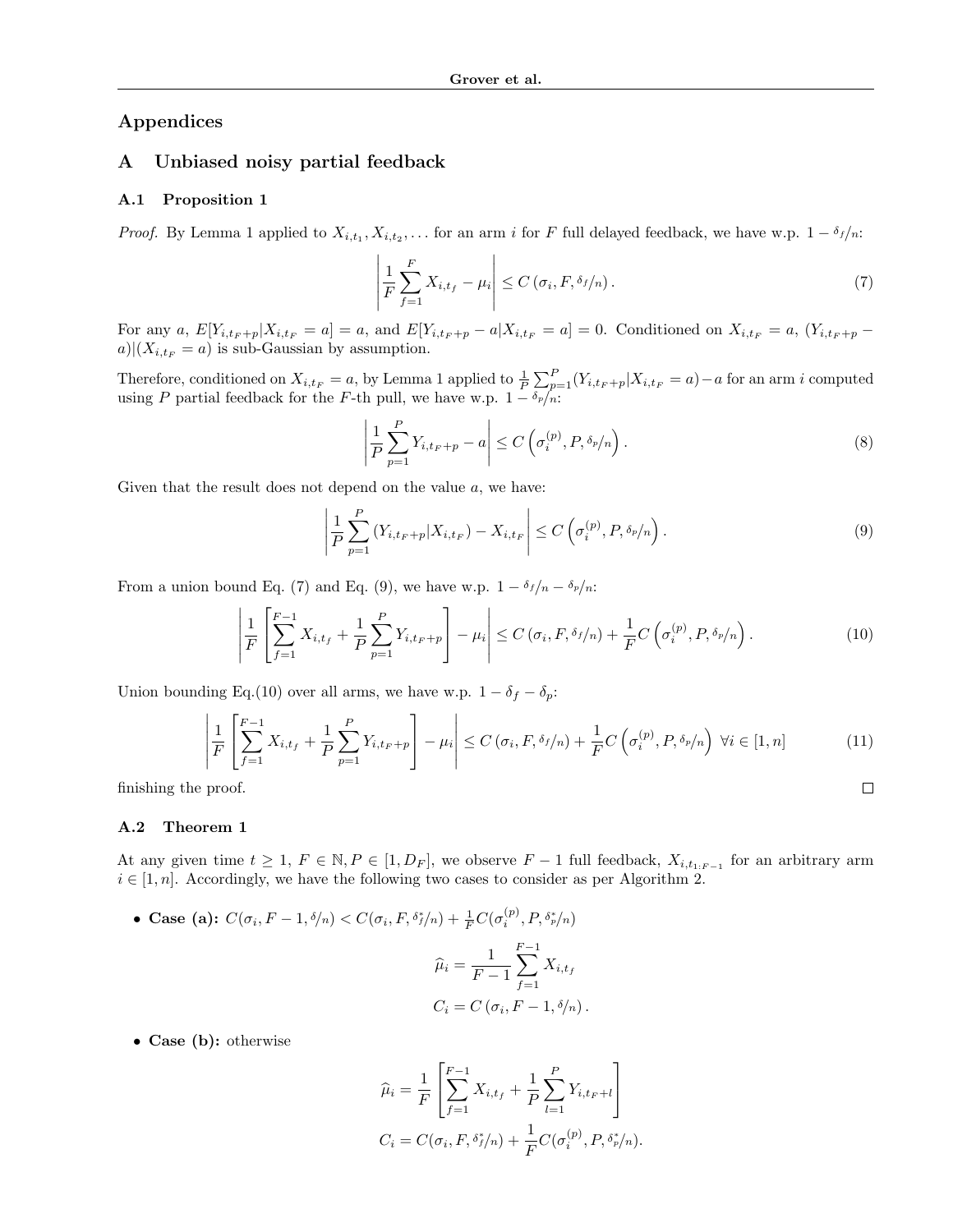# Appendices

## A Unbiased noisy partial feedback

### A.1 Proposition 1

*Proof.* By Lemma 1 applied to $X_{i,t_1}, X_{i,t_2}, \dots$ for an arm $i$ for $F$ full delayed feedback, we have w.p. $1 - \delta_f/n$:

$$\left| \frac{1}{F} \sum_{f=1}^{F} X_{i,t_f} - \mu_i \right| \leq C\left(\sigma_i, F, \delta_f/n\right). \tag{7}$$

For any $a$, $E[Y_{i,t_F+p} | X_{i,t_F} = a] = a$, and $E[Y_{i,t_F+p} - a | X_{i,t_F} = a] = 0$. Conditioned on $X_{i,t_F} = a$, $(Y_{i,t_F+p} - a)|(X_{i,t_F} = a)$ is sub-Gaussian by assumption.

Therefore, conditioned on $X_{i,t_F} = a$, by Lemma 1 applied to $\frac{1}{P}\sum_{p=1}^{P}(Y_{i,t_F+p}|X_{i,t_F} = a) - a$ for an arm $i$ computed using $P$ partial feedback for the $F$-th pull, we have w.p. $1 - \delta_p/n$:

$$\left| \frac{1}{P} \sum_{p=1}^{P} Y_{i,t_F+p} - a \right| \leq C\left(\sigma_i^{(p)}, P, \delta_p/n\right). \tag{8}$$

Given that the result does not depend on the value $a$, we have:

$$\left| \frac{1}{P} \sum_{p=1}^{P} \left(Y_{i,t_F+p} | X_{i,t_F}\right) - X_{i,t_F} \right| \leq C\left(\sigma_i^{(p)}, P, \delta_p/n\right). \tag{9}$$

From a union bound Eq. (7) and Eq. (9), we have w.p. $1 - \delta_f/n - \delta_p/n$:

$$\left| \frac{1}{F} \left[ \sum_{f=1}^{F-1} X_{i,t_f} + \frac{1}{P} \sum_{p=1}^{P} Y_{i,t_F+p} \right] - \mu_i \right| \leq C\left(\sigma_i, F, \delta_f/n\right) + \frac{1}{F} C\left(\sigma_i^{(p)}, P, \delta_p/n\right). \tag{10}$$

Union bounding Eq.(10) over all arms, we have w.p. $1 - \delta_f - \delta_p$:

$$\left| \frac{1}{F} \left[ \sum_{f=1}^{F-1} X_{i,t_f} + \frac{1}{P} \sum_{p=1}^{P} Y_{i,t_F+p} \right] - \mu_i \right| \leq C\left(\sigma_i, F, \delta_f/n\right) + \frac{1}{F} C\left(\sigma_i^{(p)}, P, \delta_p/n\right) \ \forall i \in [1, n] \tag{11}$$

finishing the proof. ◻

### A.2 Theorem 1

At any given time $t \geq 1$, $F \in \mathbb{N}, P \in [1, D_F]$, we observe $F-1$ full feedback, $X_{i,t_{1:F-1}}$ for an arbitrary arm $i \in [1, n]$. Accordingly, we have the following two cases to consider as per Algorithm 2.

- **Case (a):** $C(\sigma_i, F-1, \delta/n) < C(\sigma_i, F, \delta_f^*/n) + \frac{1}{F} C(\sigma_i^{(p)}, P, \delta_p^*/n)$

$$\widehat{\mu}_i = \frac{1}{F-1} \sum_{f=1}^{F-1} X_{i,t_f}$$
$$C_i = C\left(\sigma_i, F-1, \delta/n\right).$$

- **Case (b):** otherwise

$$\widehat{\mu}_i = \frac{1}{F} \left[ \sum_{f=1}^{F-1} X_{i,t_f} + \frac{1}{P} \sum_{l=1}^{P} Y_{i,t_F+l} \right]$$
$$C_i = C(\sigma_i, F, \delta_f^*/n) + \frac{1}{F} C(\sigma_i^{(p)}, P, \delta_p^*/n).$$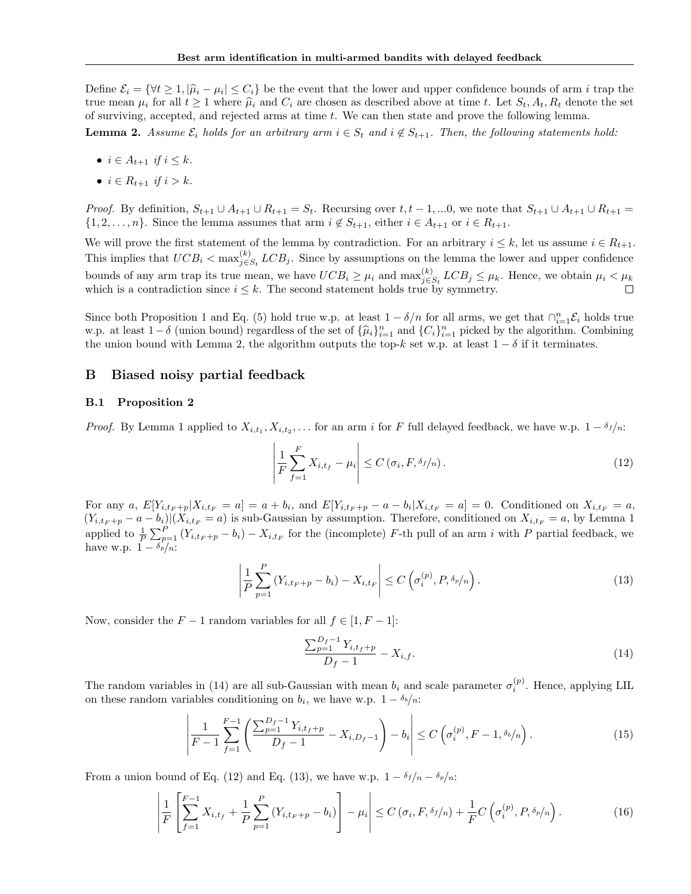Define $\mathcal{E}_i = \{\forall t \geq 1, |\widehat{\mu}_i - \mu_i| \leq C_i\}$ be the event that the lower and upper confidence bounds of arm $i$ trap the true mean $\mu_i$ for all $t \geq 1$ where $\widehat{\mu}_i$ and $C_i$ are chosen as described above at time $t$. Let $S_t, A_t, R_t$ denote the set of surviving, accepted, and rejected arms at time $t$. We can then state and prove the following lemma.

**Lemma 2.** *Assume $\mathcal{E}_i$ holds for an arbitrary arm $i \in S_t$ and $i \notin S_{t+1}$. Then, the following statements hold:*

- $i \in A_{t+1}$ *if* $i \leq k$.
- $i \in R_{t+1}$ *if* $i > k$.

*Proof.* By definition, $S_{t+1} \cup A_{t+1} \cup R_{t+1} = S_t$. Recursing over $t, t-1, ...0$, we note that $S_{t+1} \cup A_{t+1} \cup R_{t+1} = \{1, 2, \dots, n\}$. Since the lemma assumes that arm $i \notin S_{t+1}$, either $i \in A_{t+1}$ or $i \in R_{t+1}$.

We will prove the first statement of the lemma by contradiction. For an arbitrary $i \leq k$, let us assume $i \in R_{t+1}$. This implies that $UCB_i < \max^{(k)}_{j \in S_t} LCB_j$. Since by assumptions on the lemma the lower and upper confidence bounds of any arm trap its true mean, we have $UCB_i \geq \mu_i$ and $\max^{(k)}_{j \in S_t} LCB_j \leq \mu_k$. Hence, we obtain $\mu_i < \mu_k$ which is a contradiction since $i \leq k$. The second statement holds true by symmetry. ◻

Since both Proposition 1 and Eq. (5) hold true w.p. at least $1 - \delta/n$ for all arms, we get that $\cap_{i=1}^n \mathcal{E}_i$ holds true w.p. at least $1 - \delta$ (union bound) regardless of the set of $\{\widehat{\mu}_i\}_{i=1}^n$ and $\{C_i\}_{i=1}^n$ picked by the algorithm. Combining the union bound with Lemma 2, the algorithm outputs the top-$k$ set w.p. at least $1 - \delta$ if it terminates.

## B Biased noisy partial feedback

### B.1 Proposition 2

*Proof.* By Lemma 1 applied to $X_{i,t_1}, X_{i,t_2}, \dots$ for an arm $i$ for $F$ full delayed feedback, we have w.p. $1 - \delta_f/n$:

$$\left| \frac{1}{F} \sum_{f=1}^{F} X_{i,t_f} - \mu_i \right| \leq C\left(\sigma_i, F, \delta_f/n\right). \tag{12}$$

For any $a$, $E[Y_{i,t_F+p} | X_{i,t_F} = a] = a + b_i$, and $E[Y_{i,t_F+p} - a - b_i | X_{i,t_F} = a] = 0$. Conditioned on $X_{i,t_F} = a$, $(Y_{i,t_F+p} - a - b_i) | (X_{i,t_F} = a)$ is sub-Gaussian by assumption. Therefore, conditioned on $X_{i,t_F} = a$, by Lemma 1 applied to $\frac{1}{P}\sum_{p=1}^{P}(Y_{i,t_F+p} - b_i) - X_{i,t_F}$ for the (incomplete) $F$-th pull of an arm $i$ with $P$ partial feedback, we have w.p. $1 - \delta_p/n$:

$$\left| \frac{1}{P} \sum_{p=1}^{P} (Y_{i,t_F+p} - b_i) - X_{i,t_F} \right| \leq C\left(\sigma_i^{(p)}, P, \delta_p/n\right). \tag{13}$$

Now, consider the $F-1$ random variables for all $f \in [1, F-1]$:

$$\frac{\sum_{p=1}^{D_f - 1} Y_{i,t_f+p}}{D_f - 1} - X_{i,f}. \tag{14}$$

The random variables in (14) are all sub-Gaussian with mean $b_i$ and scale parameter $\sigma_i^{(p)}$. Hence, applying LIL on these random variables conditioning on $b_i$, we have w.p. $1 - \delta_b/n$:

$$\left| \frac{1}{F-1} \sum_{f=1}^{F-1} \left( \frac{\sum_{p=1}^{D_f - 1} Y_{i,t_f+p}}{D_f - 1} - X_{i,D_f - 1} \right) - b_i \right| \leq C\left(\sigma_i^{(p)}, F-1, \delta_b/n\right). \tag{15}$$

From a union bound of Eq. (12) and Eq. (13), we have w.p. $1 - \delta_f/n - \delta_p/n$:

$$\left| \frac{1}{F} \left[ \sum_{f=1}^{F-1} X_{i,t_f} + \frac{1}{P} \sum_{p=1}^{P} (Y_{i,t_F+p} - b_i) \right] - \mu_i \right| \leq C\left(\sigma_i, F, \delta_f/n\right) + \frac{1}{F} C\left(\sigma_i^{(p)}, P, \delta_p/n\right). \tag{16}$$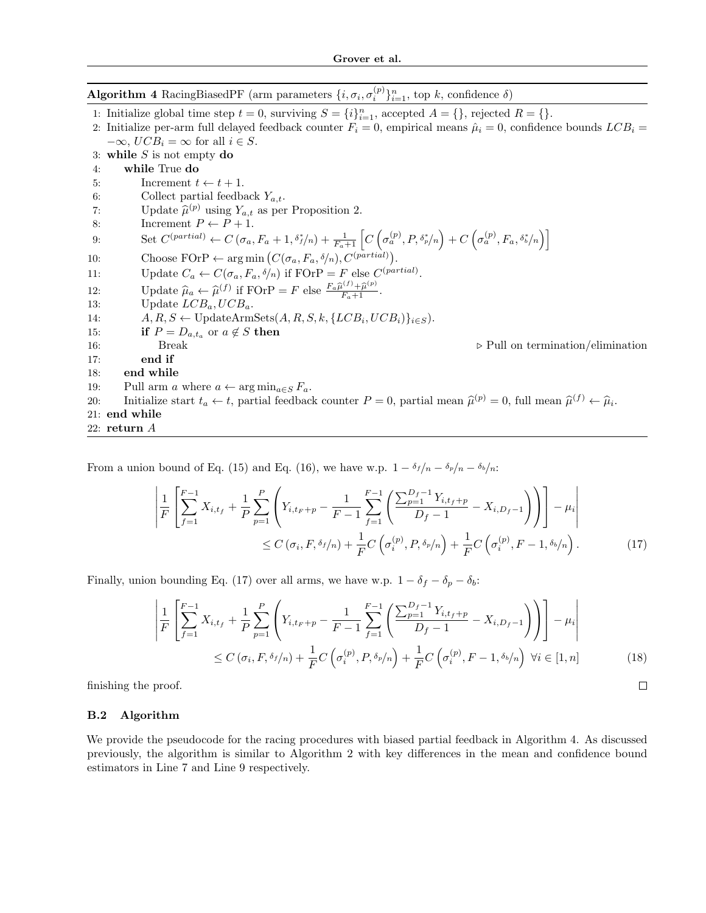**Algorithm 4** RacingBiasedPF (arm parameters $\{i, \sigma_i, \sigma_i^{(p)}\}_{i=1}^n$, top $k$, confidence $\delta$)

1: Initialize global time step $t = 0$, surviving $S = \{i\}_{i=1}^n$, accepted $A = \{\}$, rejected $R = \{\}$.
2: Initialize per-arm full delayed feedback counter $F_i = 0$, empirical means $\widehat{\mu}_i = 0$, confidence bounds $LCB_i = -\infty$, $UCB_i = \infty$ for all $i \in S$.
3: **while** $S$ is not empty **do**
4: &nbsp;&nbsp;&nbsp;&nbsp;**while** True **do**
5: &nbsp;&nbsp;&nbsp;&nbsp;&nbsp;&nbsp;&nbsp;&nbsp;Increment $t \leftarrow t + 1$.
6: &nbsp;&nbsp;&nbsp;&nbsp;&nbsp;&nbsp;&nbsp;&nbsp;Collect partial feedback $Y_{a,t}$.
7: &nbsp;&nbsp;&nbsp;&nbsp;&nbsp;&nbsp;&nbsp;&nbsp;Update $\widehat{\mu}^{(p)}$ using $Y_{a,t}$ as per Proposition 2.
8: &nbsp;&nbsp;&nbsp;&nbsp;&nbsp;&nbsp;&nbsp;&nbsp;Increment $P \leftarrow P + 1$.
9: &nbsp;&nbsp;&nbsp;&nbsp;&nbsp;&nbsp;&nbsp;&nbsp;Set $C^{(partial)} \leftarrow C\left(\sigma_a, F_a + 1, {\delta_f^*}/{n}\right) + \frac{1}{F_a+1}\left[C\left(\sigma_a^{(p)}, P, {\delta_p^*}/{n}\right) + C\left(\sigma_a^{(p)}, F_a, {\delta_b^*}/{n}\right)\right]$
10: &nbsp;&nbsp;&nbsp;&nbsp;&nbsp;&nbsp;&nbsp;Choose FOrP $\leftarrow \arg\min\left(C(\sigma_a, F_a, {\delta}/{n}), C^{(partial)}\right)$.
11: &nbsp;&nbsp;&nbsp;&nbsp;&nbsp;&nbsp;&nbsp;Update $C_a \leftarrow C(\sigma_a, F_a, {\delta}/{n})$ if FOrP $= F$ else $C^{(partial)}$.
12: &nbsp;&nbsp;&nbsp;&nbsp;&nbsp;&nbsp;&nbsp;Update $\widehat{\mu}_a \leftarrow \widehat{\mu}^{(f)}$ if FOrP $= F$ else $\frac{F_a\widehat{\mu}^{(f)} + \widehat{\mu}^{(p)}}{F_a+1}$.
13: &nbsp;&nbsp;&nbsp;&nbsp;&nbsp;&nbsp;&nbsp;Update $LCB_a, UCB_a$.
14: &nbsp;&nbsp;&nbsp;&nbsp;&nbsp;&nbsp;&nbsp;$A, R, S \leftarrow$ UpdateArmSets$(A, R, S, k, \{LCB_i, UCB_i\}_{i\in S})$.
15: &nbsp;&nbsp;&nbsp;&nbsp;&nbsp;&nbsp;&nbsp;**if** $P = D_{a,t_a}$ or $a \notin S$ **then**
16: &nbsp;&nbsp;&nbsp;&nbsp;&nbsp;&nbsp;&nbsp;&nbsp;&nbsp;&nbsp;&nbsp;&nbsp;Break &nbsp;&nbsp;&nbsp;&nbsp;&nbsp;&nbsp;&nbsp;&nbsp;▷ Pull on termination/elimination
17: &nbsp;&nbsp;&nbsp;&nbsp;&nbsp;&nbsp;&nbsp;**end if**
18: &nbsp;&nbsp;&nbsp;&nbsp;**end while**
19: &nbsp;&nbsp;&nbsp;&nbsp;Pull arm $a$ where $a \leftarrow \arg\min_{a\in S} F_a$.
20: &nbsp;&nbsp;&nbsp;&nbsp;Initialize start $t_a \leftarrow t$, partial feedback counter $P = 0$, partial mean $\widehat{\mu}^{(p)} = 0$, full mean $\widehat{\mu}^{(f)} \leftarrow \widehat{\mu}_i$.
21: **end while**
22: **return** $A$

From a union bound of Eq. (15) and Eq. (16), we have w.p. $1 - {\delta_f}/{n} - {\delta_p}/{n} - {\delta_b}/{n}$:

$$\left|\frac{1}{F}\left[\sum_{f=1}^{F-1} X_{i,t_f} + \frac{1}{P}\sum_{p=1}^{P}\left(Y_{i,t_F+p} - \frac{1}{F-1}\sum_{f=1}^{F-1}\left(\frac{\sum_{p=1}^{D_f-1} Y_{i,t_f+p}}{D_f - 1} - X_{i,D_f-1}\right)\right)\right] - \mu_i\right|$$
$$\leq C\left(\sigma_i, F, {\delta_f}/{n}\right) + \frac{1}{F}C\left(\sigma_i^{(p)}, P, {\delta_p}/{n}\right) + \frac{1}{F}C\left(\sigma_i^{(p)}, F-1, {\delta_b}/{n}\right). \tag{17}$$

Finally, union bounding Eq. (17) over all arms, we have w.p. $1 - \delta_f - \delta_p - \delta_b$:

$$\left|\frac{1}{F}\left[\sum_{f=1}^{F-1} X_{i,t_f} + \frac{1}{P}\sum_{p=1}^{P}\left(Y_{i,t_F+p} - \frac{1}{F-1}\sum_{f=1}^{F-1}\left(\frac{\sum_{p=1}^{D_f-1} Y_{i,t_f+p}}{D_f - 1} - X_{i,D_f-1}\right)\right)\right] - \mu_i\right|$$
$$\leq C\left(\sigma_i, F, {\delta_f}/{n}\right) + \frac{1}{F}C\left(\sigma_i^{(p)}, P, {\delta_p}/{n}\right) + \frac{1}{F}C\left(\sigma_i^{(p)}, F-1, {\delta_b}/{n}\right) \ \forall i \in [1, n] \tag{18}$$

finishing the proof. □

### B.2 Algorithm

We provide the pseudocode for the racing procedures with biased partial feedback in Algorithm 4. As discussed previously, the algorithm is similar to Algorithm 2 with key differences in the mean and confidence bound estimators in Line 7 and Line 9 respectively.